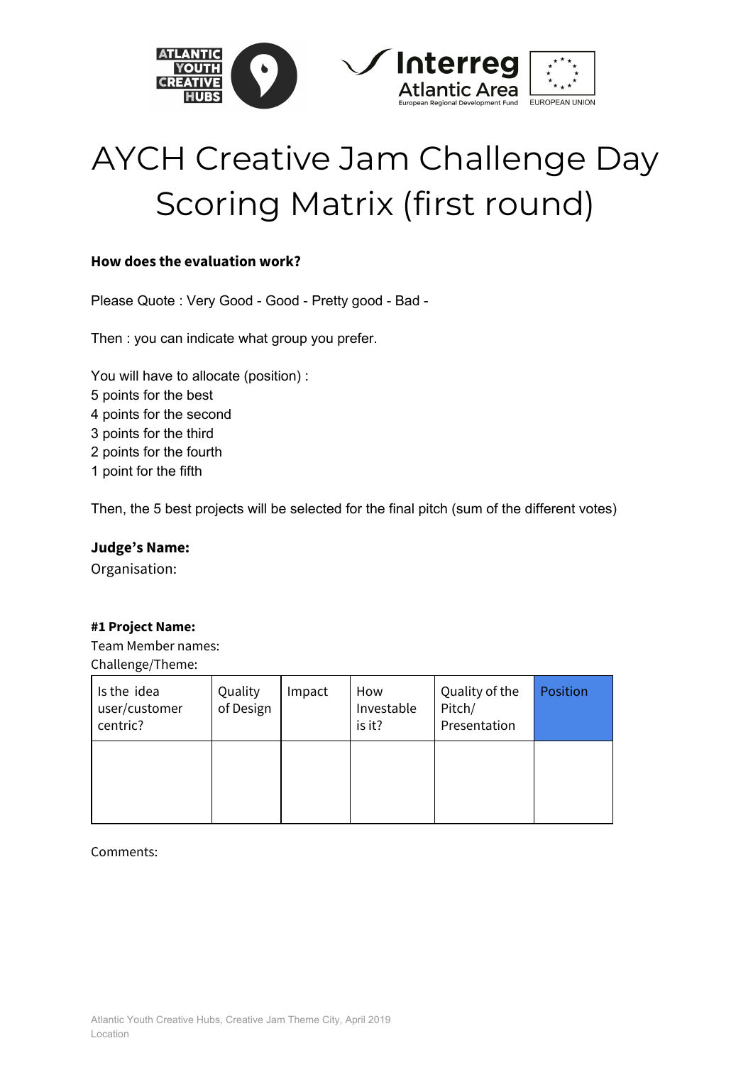# AYCH Creative Jam Challenge Day Scoring Matrix (first round)

**How does the evaluation work?**

Please Quote : Very Good - Good - Pretty good - Bad -

Then : you can indicate what group you prefer.

You will have to allocate (position) :
5 points for the best
4 points for the second
3 points for the third
2 points for the fourth
1 point for the fifth

Then, the 5 best projects will be selected for the final pitch (sum of the different votes)

**Judge's Name:**
Organisation:

**#1 Project Name:**
Team Member names:
Challenge/Theme:

| Is the idea user/customer centric? | Quality of Design | Impact | How Investable is it? | Quality of the Pitch/ Presentation | Position |
|---|---|---|---|---|---|
| | | | | | |

Comments: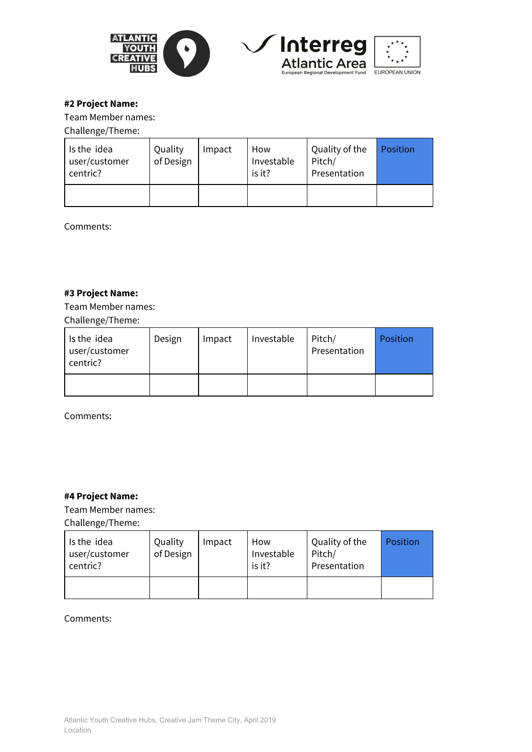**#2 Project Name:**

Team Member names:

Challenge/Theme:

| Is the idea user/customer centric? | Quality of Design | Impact | How Investable is it? | Quality of the Pitch/ Presentation | Position |
|---|---|---|---|---|---|
| | | | | | |

Comments:

**#3 Project Name:**

Team Member names:

Challenge/Theme:

| Is the idea user/customer centric? | Design | Impact | Investable | Pitch/ Presentation | Position |
|---|---|---|---|---|---|
| | | | | | |

Comments:

**#4 Project Name:**

Team Member names:

Challenge/Theme:

| Is the idea user/customer centric? | Quality of Design | Impact | How Investable is it? | Quality of the Pitch/ Presentation | Position |
|---|---|---|---|---|---|
| | | | | | |

Comments: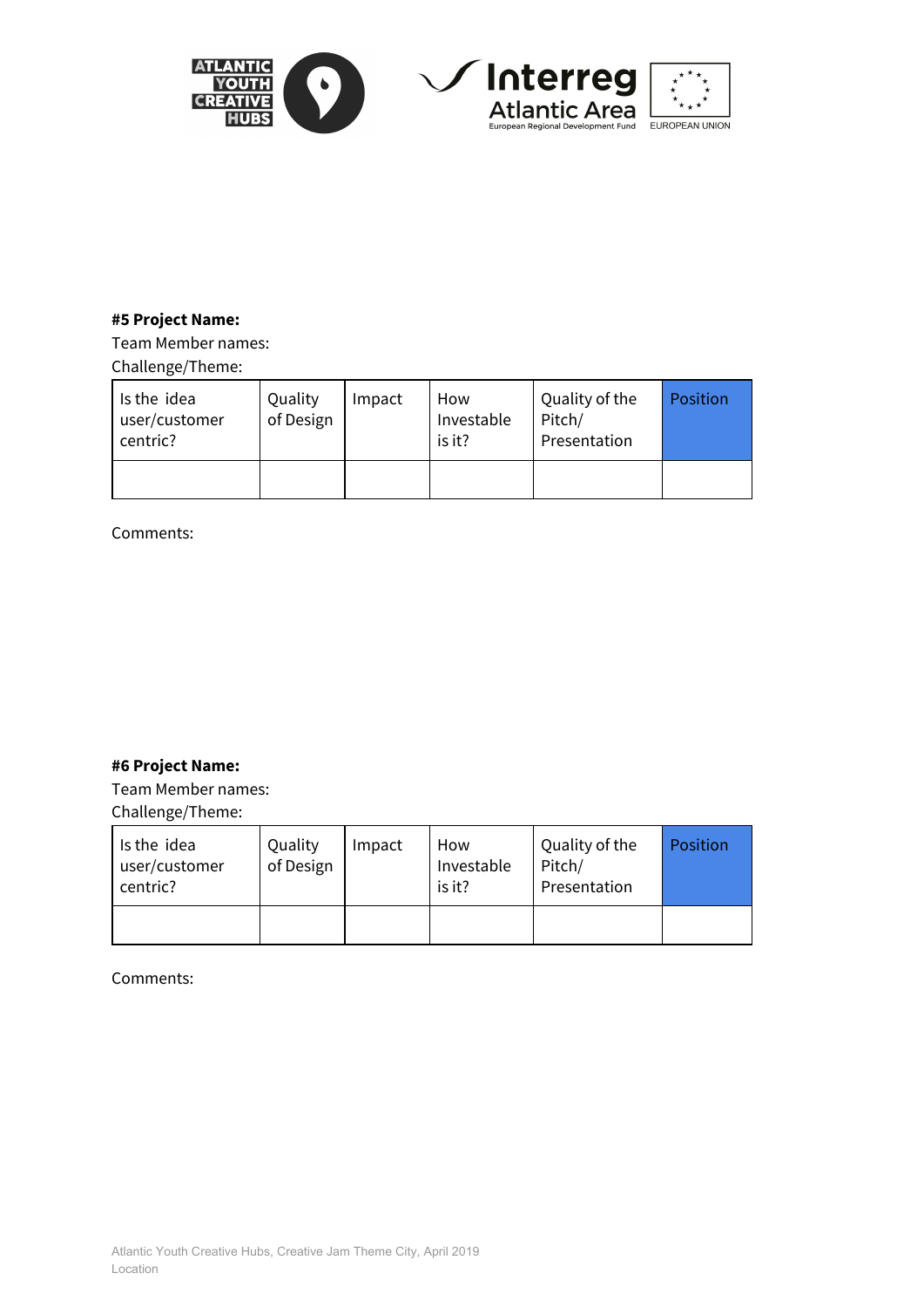**#5 Project Name:**

Team Member names:

Challenge/Theme:

| Is the idea user/customer centric? | Quality of Design | Impact | How Investable is it? | Quality of the Pitch/ Presentation | Position |
|---|---|---|---|---|---|
| | | | | | |

Comments:

**#6 Project Name:**

Team Member names:

Challenge/Theme:

| Is the idea user/customer centric? | Quality of Design | Impact | How Investable is it? | Quality of the Pitch/ Presentation | Position |
|---|---|---|---|---|---|
| | | | | | |

Comments: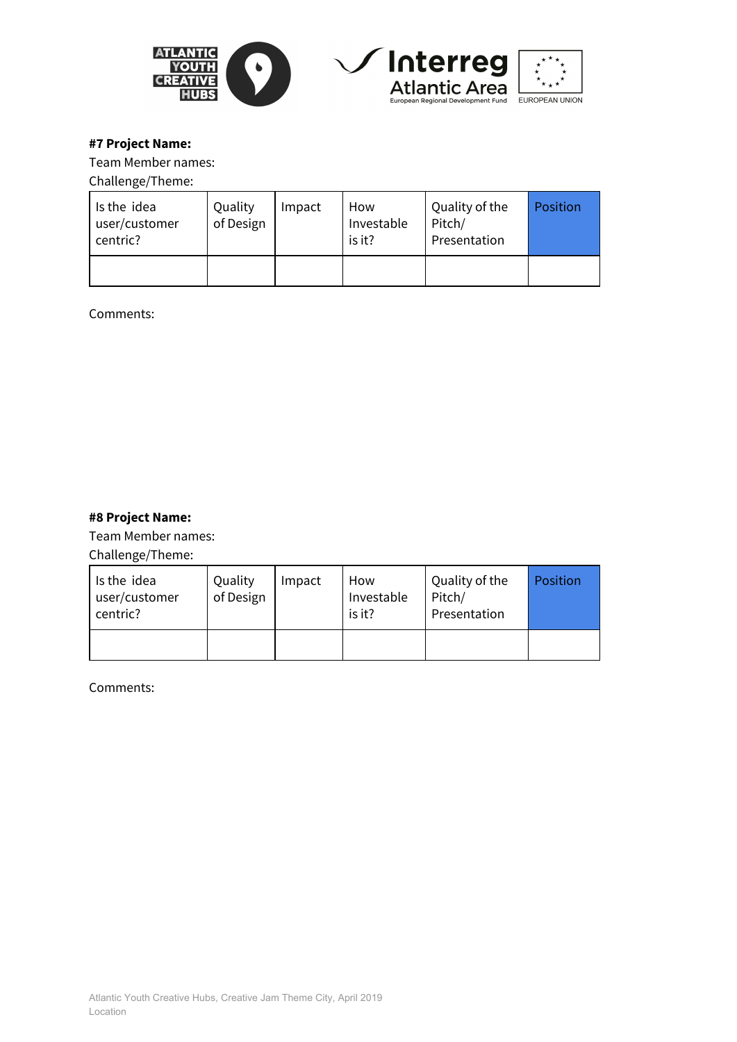**#7 Project Name:**

Team Member names:

Challenge/Theme:

| Is the idea user/customer centric? | Quality of Design | Impact | How Investable is it? | Quality of the Pitch/ Presentation | Position |
|---|---|---|---|---|---|
| | | | | | |

Comments:

**#8 Project Name:**

Team Member names:

Challenge/Theme:

| Is the idea user/customer centric? | Quality of Design | Impact | How Investable is it? | Quality of the Pitch/ Presentation | Position |
|---|---|---|---|---|---|
| | | | | | |

Comments: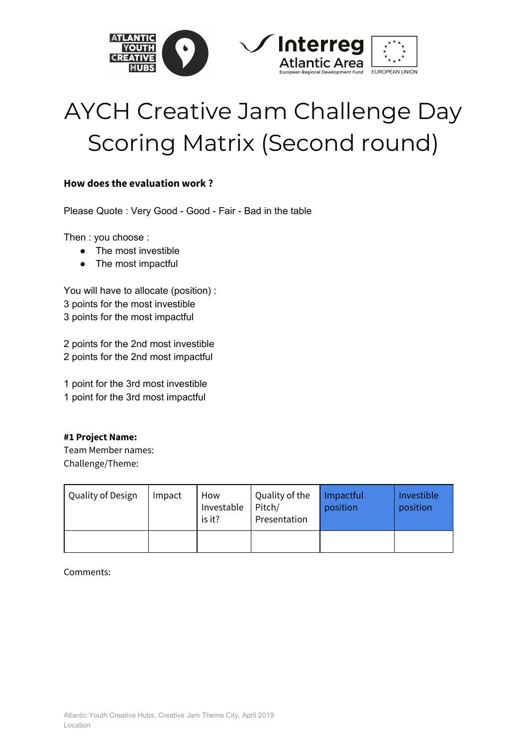# AYCH Creative Jam Challenge Day Scoring Matrix (Second round)

**How does the evaluation work ?**

Please Quote : Very Good - Good - Fair - Bad in the table

Then : you choose :

- The most investible
- The most impactful

You will have to allocate (position) :
3 points for the most investible
3 points for the most impactful

2 points for the 2nd most investible
2 points for the 2nd most impactful

1 point for the 3rd most investible
1 point for the 3rd most impactful

**#1 Project Name:**
Team Member names:
Challenge/Theme:

| Quality of Design | Impact | How Investable is it? | Quality of the Pitch/ Presentation | Impactful position | Investible position |
|---|---|---|---|---|---|
| | | | | | |

Comments: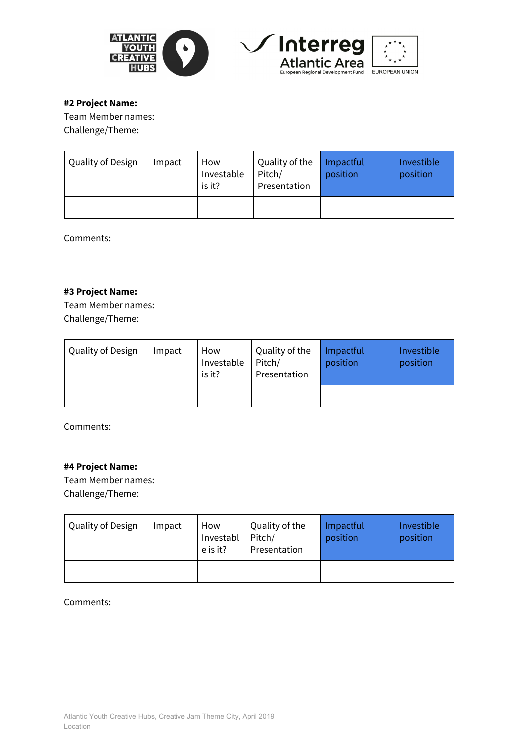**#2 Project Name:**
Team Member names:
Challenge/Theme:

| Quality of Design | Impact | How Investable is it? | Quality of the Pitch/ Presentation | Impactful position | Investible position |
|---|---|---|---|---|---|
| | | | | | |

Comments:

**#3 Project Name:**
Team Member names:
Challenge/Theme:

| Quality of Design | Impact | How Investable is it? | Quality of the Pitch/ Presentation | Impactful position | Investible position |
|---|---|---|---|---|---|
| | | | | | |

Comments:

**#4 Project Name:**
Team Member names:
Challenge/Theme:

| Quality of Design | Impact | How Investable is it? | Quality of the Pitch/ Presentation | Impactful position | Investible position |
|---|---|---|---|---|---|
| | | | | | |

Comments: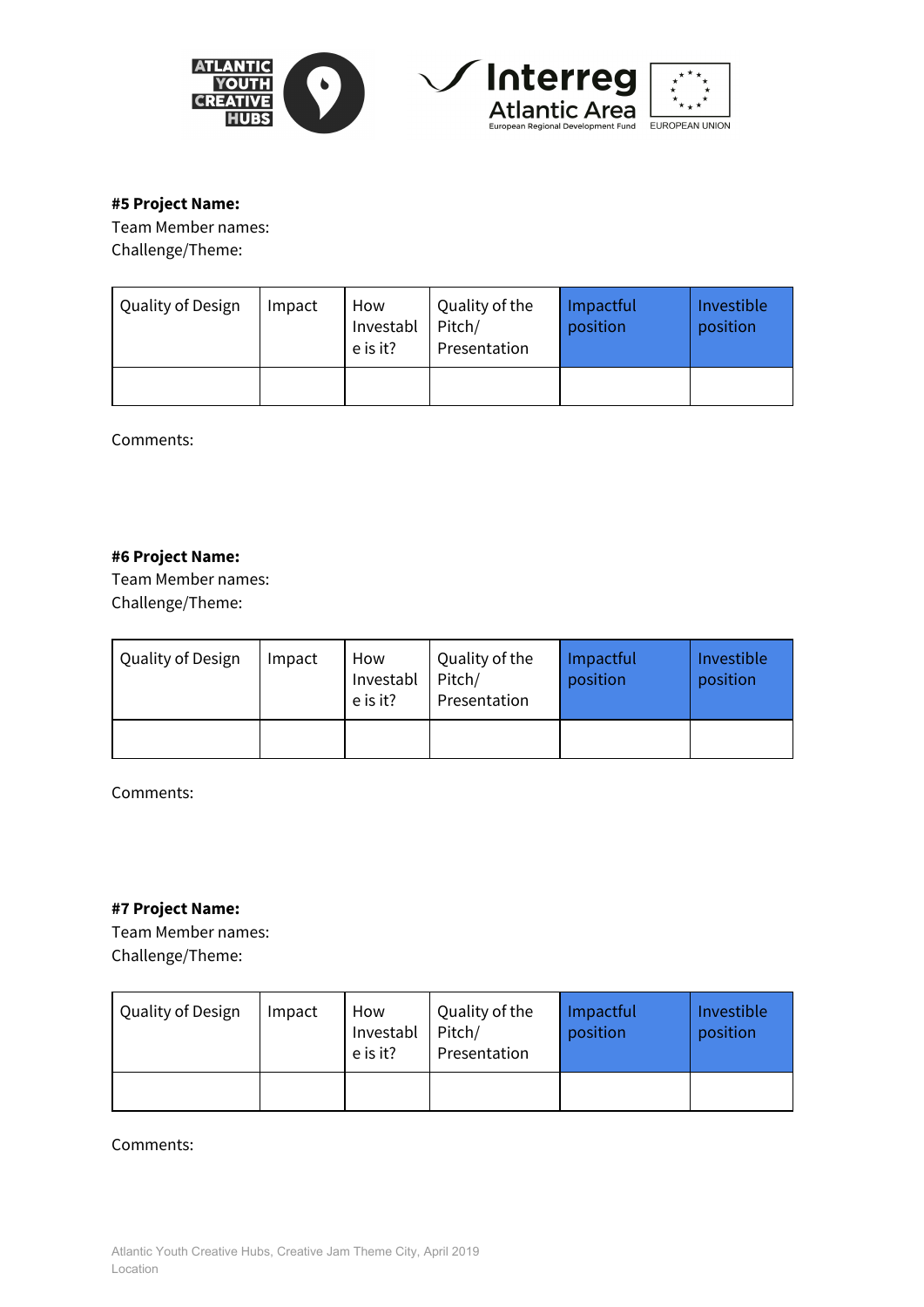**#5 Project Name:**
Team Member names:
Challenge/Theme:

| Quality of Design | Impact | How Investable is it? | Quality of the Pitch/ Presentation | Impactful position | Investible position |
|---|---|---|---|---|---|
| | | | | | |

Comments:

**#6 Project Name:**
Team Member names:
Challenge/Theme:

| Quality of Design | Impact | How Investable is it? | Quality of the Pitch/ Presentation | Impactful position | Investible position |
|---|---|---|---|---|---|
| | | | | | |

Comments:

**#7 Project Name:**
Team Member names:
Challenge/Theme:

| Quality of Design | Impact | How Investable is it? | Quality of the Pitch/ Presentation | Impactful position | Investible position |
|---|---|---|---|---|---|
| | | | | | |

Comments: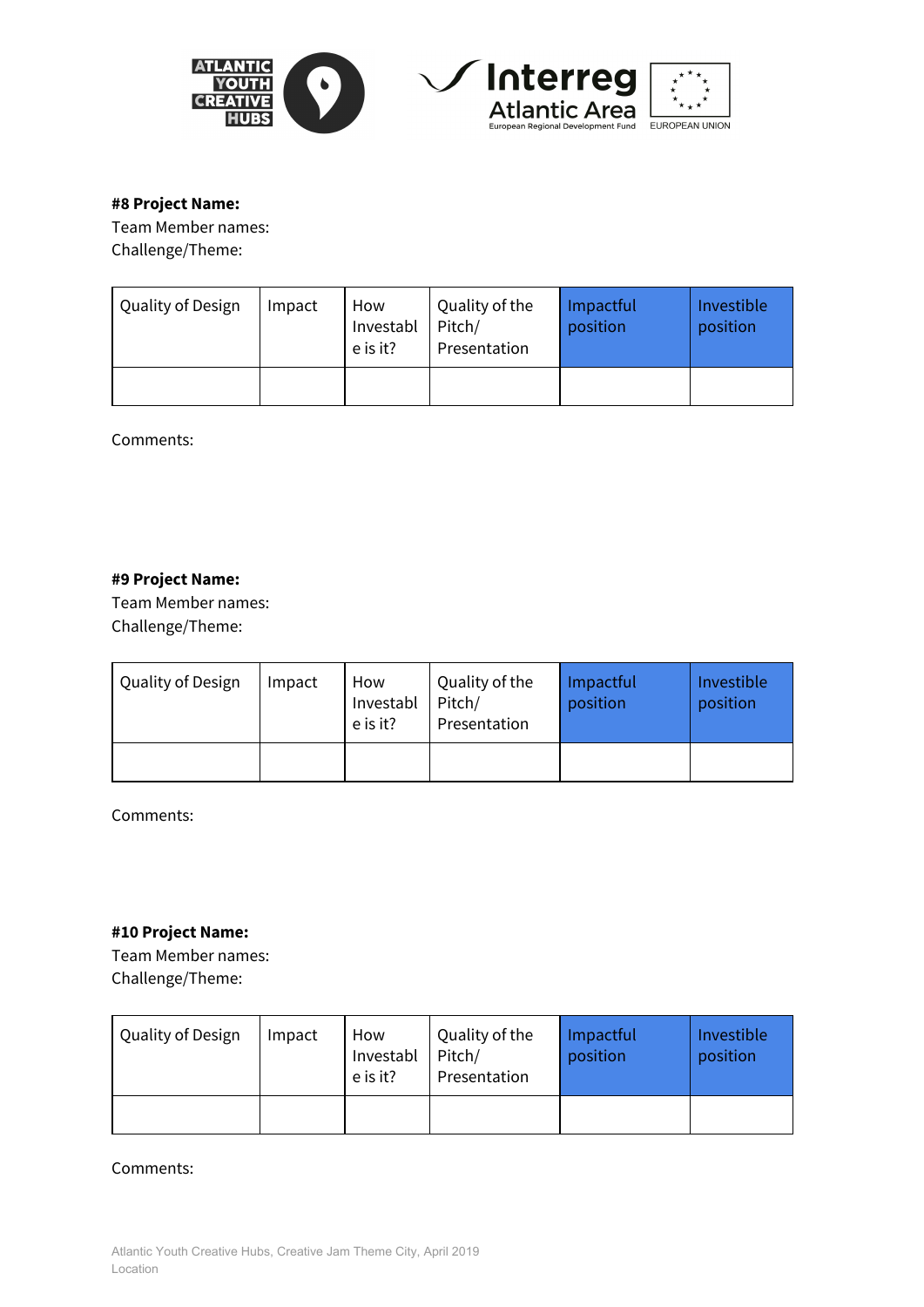**#8 Project Name:**
Team Member names:
Challenge/Theme:

| Quality of Design | Impact | How Investable is it? | Quality of the Pitch/ Presentation | Impactful position | Investible position |
|---|---|---|---|---|---|
| | | | | | |

Comments:

**#9 Project Name:**
Team Member names:
Challenge/Theme:

| Quality of Design | Impact | How Investable is it? | Quality of the Pitch/ Presentation | Impactful position | Investible position |
|---|---|---|---|---|---|
| | | | | | |

Comments:

**#10 Project Name:**
Team Member names:
Challenge/Theme:

| Quality of Design | Impact | How Investable is it? | Quality of the Pitch/ Presentation | Impactful position | Investible position |
|---|---|---|---|---|---|
| | | | | | |

Comments: